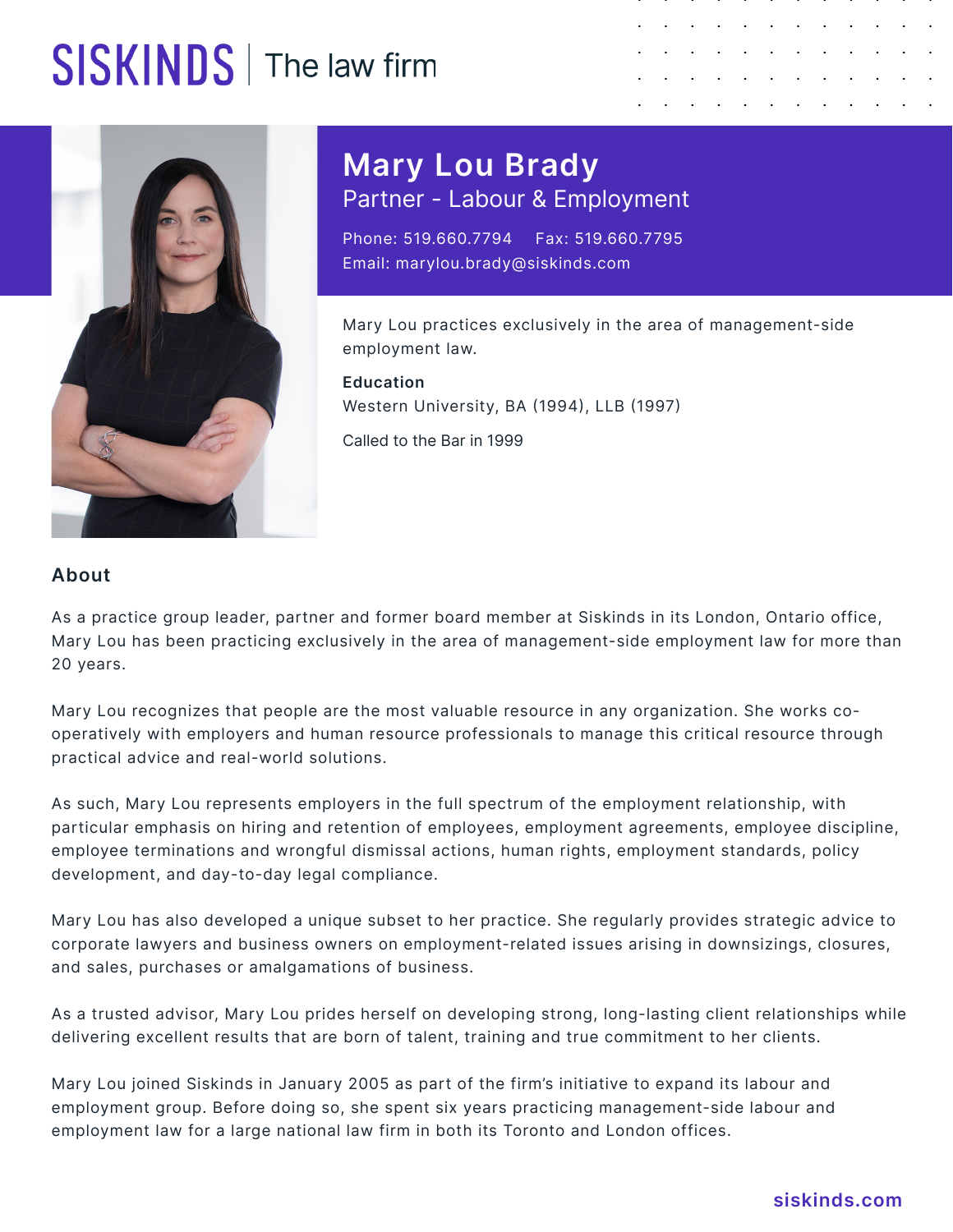SISKINDS | The law firm

# Mary Lou Brady

## Partner - Labour & Employment

Phone: 519.660.7794 Fax: 519.660.7795
Email: marylou.brady@siskinds.com

Mary Lou practices exclusively in the area of management-side employment law.

**Education**
Western University, BA (1994), LLB (1997)

Called to the Bar in 1999

### About

As a practice group leader, partner and former board member at Siskinds in its London, Ontario office, Mary Lou has been practicing exclusively in the area of management-side employment law for more than 20 years.

Mary Lou recognizes that people are the most valuable resource in any organization. She works co-operatively with employers and human resource professionals to manage this critical resource through practical advice and real-world solutions.

As such, Mary Lou represents employers in the full spectrum of the employment relationship, with particular emphasis on hiring and retention of employees, employment agreements, employee discipline, employee terminations and wrongful dismissal actions, human rights, employment standards, policy development, and day-to-day legal compliance.

Mary Lou has also developed a unique subset to her practice. She regularly provides strategic advice to corporate lawyers and business owners on employment-related issues arising in downsizings, closures, and sales, purchases or amalgamations of business.

As a trusted advisor, Mary Lou prides herself on developing strong, long-lasting client relationships while delivering excellent results that are born of talent, training and true commitment to her clients.

Mary Lou joined Siskinds in January 2005 as part of the firm's initiative to expand its labour and employment group. Before doing so, she spent six years practicing management-side labour and employment law for a large national law firm in both its Toronto and London offices.

siskinds.com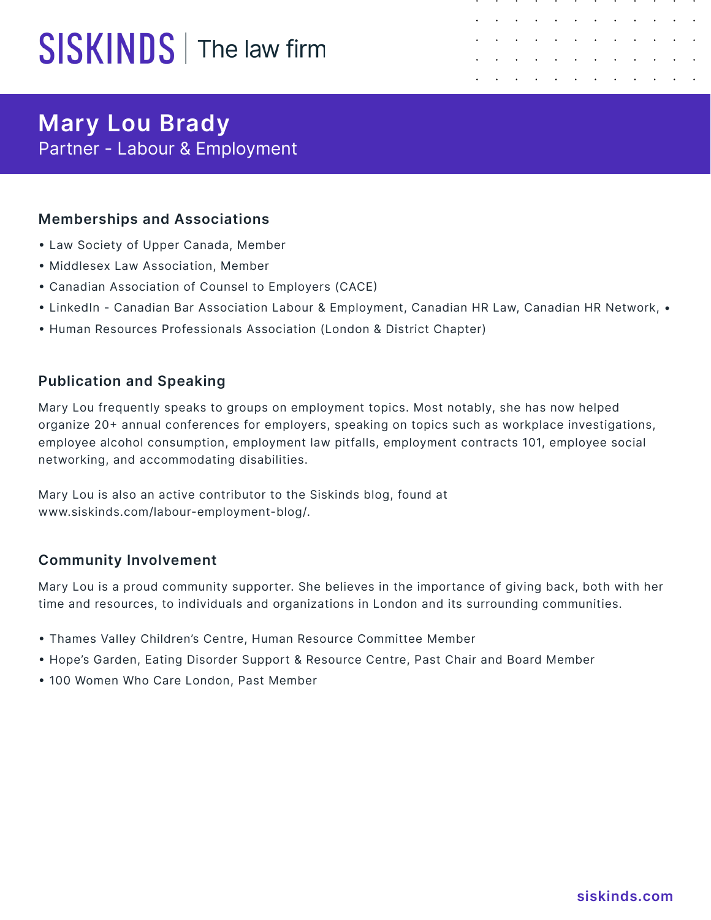# Mary Lou Brady

Partner - Labour & Employment

### Memberships and Associations

- Law Society of Upper Canada, Member
- Middlesex Law Association, Member
- Canadian Association of Counsel to Employers (CACE)
- LinkedIn - Canadian Bar Association Labour & Employment, Canadian HR Law, Canadian HR Network, •
- Human Resources Professionals Association (London & District Chapter)

### Publication and Speaking

Mary Lou frequently speaks to groups on employment topics. Most notably, she has now helped organize 20+ annual conferences for employers, speaking on topics such as workplace investigations, employee alcohol consumption, employment law pitfalls, employment contracts 101, employee social networking, and accommodating disabilities.

Mary Lou is also an active contributor to the Siskinds blog, found at www.siskinds.com/labour-employment-blog/.

### Community Involvement

Mary Lou is a proud community supporter. She believes in the importance of giving back, both with her time and resources, to individuals and organizations in London and its surrounding communities.

- Thames Valley Children's Centre, Human Resource Committee Member
- Hope's Garden, Eating Disorder Support & Resource Centre, Past Chair and Board Member
- 100 Women Who Care London, Past Member